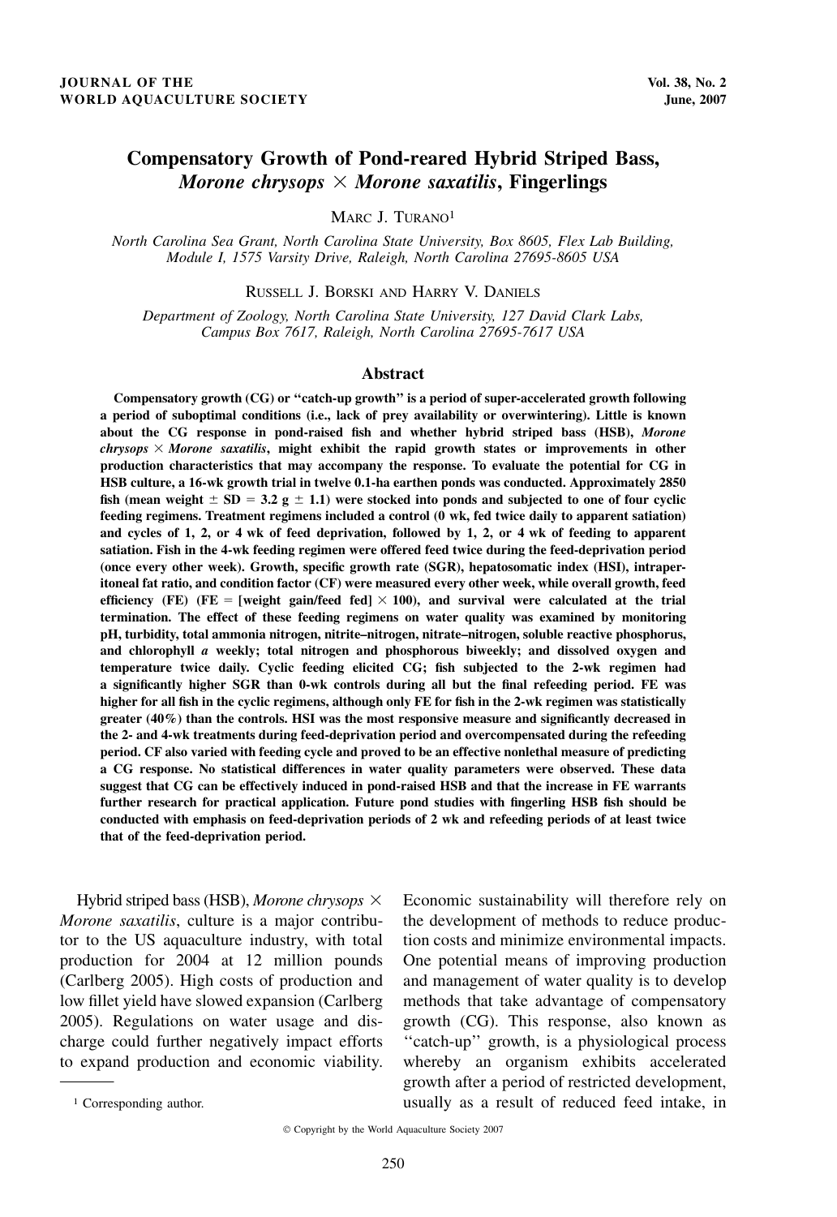# Compensatory Growth of Pond-reared Hybrid Striped Bass, *Morone chrysops* × *Morone saxatilis*, Fingerlings

MARC J. TURANO[1]

*North Carolina Sea Grant, North Carolina State University, Box 8605, Flex Lab Building, Module I, 1575 Varsity Drive, Raleigh, North Carolina 27695-8605 USA*

RUSSELL J. BORSKI AND HARRY V. DANIELS

*Department of Zoology, North Carolina State University, 127 David Clark Labs, Campus Box 7617, Raleigh, North Carolina 27695-7617 USA*

## Abstract

**Compensatory growth (CG) or "catch-up growth" is a period of super-accelerated growth following a period of suboptimal conditions (i.e., lack of prey availability or overwintering). Little is known about the CG response in pond-raised fish and whether hybrid striped bass (HSB), *Morone chrysops* × *Morone saxatilis*, might exhibit the rapid growth states or improvements in other production characteristics that may accompany the response. To evaluate the potential for CG in HSB culture, a 16-wk growth trial in twelve 0.1-ha earthen ponds was conducted. Approximately 2850 fish (mean weight ± SD = 3.2 g ± 1.1) were stocked into ponds and subjected to one of four cyclic feeding regimens. Treatment regimens included a control (0 wk, fed twice daily to apparent satiation) and cycles of 1, 2, or 4 wk of feed deprivation, followed by 1, 2, or 4 wk of feeding to apparent satiation. Fish in the 4-wk feeding regimen were offered feed twice during the feed-deprivation period (once every other week). Growth, specific growth rate (SGR), hepatosomatic index (HSI), intraperitoneal fat ratio, and condition factor (CF) were measured every other week, while overall growth, feed efficiency (FE) (FE = [weight gain/feed fed] × 100), and survival were calculated at the trial termination. The effect of these feeding regimens on water quality was examined by monitoring pH, turbidity, total ammonia nitrogen, nitrite–nitrogen, nitrate–nitrogen, soluble reactive phosphorus, and chlorophyll *a* weekly; total nitrogen and phosphorous biweekly; and dissolved oxygen and temperature twice daily. Cyclic feeding elicited CG; fish subjected to the 2-wk regimen had a significantly higher SGR than 0-wk controls during all but the final refeeding period. FE was higher for all fish in the cyclic regimens, although only FE for fish in the 2-wk regimen was statistically greater (40%) than the controls. HSI was the most responsive measure and significantly decreased in the 2- and 4-wk treatments during feed-deprivation period and overcompensated during the refeeding period. CF also varied with feeding cycle and proved to be an effective nonlethal measure of predicting a CG response. No statistical differences in water quality parameters were observed. These data suggest that CG can be effectively induced in pond-raised HSB and that the increase in FE warrants further research for practical application. Future pond studies with fingerling HSB fish should be conducted with emphasis on feed-deprivation periods of 2 wk and refeeding periods of at least twice that of the feed-deprivation period.**

Hybrid striped bass (HSB), *Morone chrysops* × *Morone saxatilis*, culture is a major contributor to the US aquaculture industry, with total production for 2004 at 12 million pounds (Carlberg 2005). High costs of production and low fillet yield have slowed expansion (Carlberg 2005). Regulations on water usage and discharge could further negatively impact efforts to expand production and economic viability. Economic sustainability will therefore rely on the development of methods to reduce production costs and minimize environmental impacts. One potential means of improving production and management of water quality is to develop methods that take advantage of compensatory growth (CG). This response, also known as "catch-up" growth, is a physiological process whereby an organism exhibits accelerated growth after a period of restricted development, usually as a result of reduced feed intake, in

[1] Corresponding author.

© Copyright by the World Aquaculture Society 2007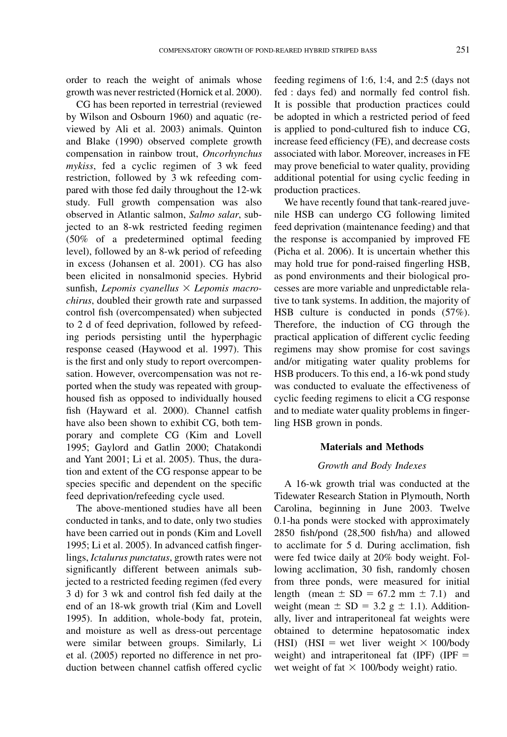order to reach the weight of animals whose growth was never restricted (Hornick et al. 2000).

CG has been reported in terrestrial (reviewed by Wilson and Osbourn 1960) and aquatic (reviewed by Ali et al. 2003) animals. Quinton and Blake (1990) observed complete growth compensation in rainbow trout, *Oncorhynchus mykiss*, fed a cyclic regimen of 3 wk feed restriction, followed by 3 wk refeeding compared with those fed daily throughout the 12-wk study. Full growth compensation was also observed in Atlantic salmon, *Salmo salar*, subjected to an 8-wk restricted feeding regimen (50% of a predetermined optimal feeding level), followed by an 8-wk period of refeeding in excess (Johansen et al. 2001). CG has also been elicited in nonsalmonid species. Hybrid sunfish, *Lepomis cyanellus* × *Lepomis macrochirus*, doubled their growth rate and surpassed control fish (overcompensated) when subjected to 2 d of feed deprivation, followed by refeeding periods persisting until the hyperphagic response ceased (Haywood et al. 1997). This is the first and only study to report overcompensation. However, overcompensation was not reported when the study was repeated with group-housed fish as opposed to individually housed fish (Hayward et al. 2000). Channel catfish have also been shown to exhibit CG, both temporary and complete CG (Kim and Lovell 1995; Gaylord and Gatlin 2000; Chatakondi and Yant 2001; Li et al. 2005). Thus, the duration and extent of the CG response appear to be species specific and dependent on the specific feed deprivation/refeeding cycle used.

The above-mentioned studies have all been conducted in tanks, and to date, only two studies have been carried out in ponds (Kim and Lovell 1995; Li et al. 2005). In advanced catfish fingerlings, *Ictalurus punctatus*, growth rates were not significantly different between animals subjected to a restricted feeding regimen (fed every 3 d) for 3 wk and control fish fed daily at the end of an 18-wk growth trial (Kim and Lovell 1995). In addition, whole-body fat, protein, and moisture as well as dress-out percentage were similar between groups. Similarly, Li et al. (2005) reported no difference in net production between channel catfish offered cyclic feeding regimens of 1:6, 1:4, and 2:5 (days not fed : days fed) and normally fed control fish. It is possible that production practices could be adopted in which a restricted period of feed is applied to pond-cultured fish to induce CG, increase feed efficiency (FE), and decrease costs associated with labor. Moreover, increases in FE may prove beneficial to water quality, providing additional potential for using cyclic feeding in production practices.

We have recently found that tank-reared juvenile HSB can undergo CG following limited feed deprivation (maintenance feeding) and that the response is accompanied by improved FE (Picha et al. 2006). It is uncertain whether this may hold true for pond-raised fingerling HSB, as pond environments and their biological processes are more variable and unpredictable relative to tank systems. In addition, the majority of HSB culture is conducted in ponds (57%). Therefore, the induction of CG through the practical application of different cyclic feeding regimens may show promise for cost savings and/or mitigating water quality problems for HSB producers. To this end, a 16-wk pond study was conducted to evaluate the effectiveness of cyclic feeding regimens to elicit a CG response and to mediate water quality problems in fingerling HSB grown in ponds.

## Materials and Methods

### *Growth and Body Indexes*

A 16-wk growth trial was conducted at the Tidewater Research Station in Plymouth, North Carolina, beginning in June 2003. Twelve 0.1-ha ponds were stocked with approximately 2850 fish/pond (28,500 fish/ha) and allowed to acclimate for 5 d. During acclimation, fish were fed twice daily at 20% body weight. Following acclimation, 30 fish, randomly chosen from three ponds, were measured for initial length (mean ± SD = 67.2 mm ± 7.1) and weight (mean ± SD = 3.2 g ± 1.1). Additionally, liver and intraperitoneal fat weights were obtained to determine hepatosomatic index (HSI) (HSI = wet liver weight × 100/body weight) and intraperitoneal fat (IPF) (IPF = wet weight of fat × 100/body weight) ratio.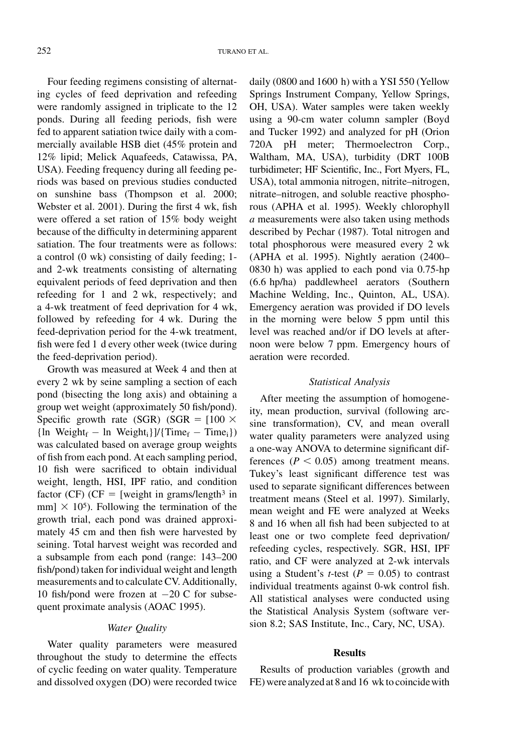Four feeding regimens consisting of alternating cycles of feed deprivation and refeeding were randomly assigned in triplicate to the 12 ponds. During all feeding periods, fish were fed to apparent satiation twice daily with a commercially available HSB diet (45% protein and 12% lipid; Melick Aquafeeds, Catawissa, PA, USA). Feeding frequency during all feeding periods was based on previous studies conducted on sunshine bass (Thompson et al. 2000; Webster et al. 2001). During the first 4 wk, fish were offered a set ration of 15% body weight because of the difficulty in determining apparent satiation. The four treatments were as follows: a control (0 wk) consisting of daily feeding; 1- and 2-wk treatments consisting of alternating equivalent periods of feed deprivation and then refeeding for 1 and 2 wk, respectively; and a 4-wk treatment of feed deprivation for 4 wk, followed by refeeding for 4 wk. During the feed-deprivation period for the 4-wk treatment, fish were fed 1 d every other week (twice during the feed-deprivation period).

Growth was measured at Week 4 and then at every 2 wk by seine sampling a section of each pond (bisecting the long axis) and obtaining a group wet weight (approximately 50 fish/pond). Specific growth rate (SGR) ($SGR = [100 \times \{\ln Weight_f - \ln Weight_i\}]/\{Time_f - Time_i\}$) was calculated based on average group weights of fish from each pond. At each sampling period, 10 fish were sacrificed to obtain individual weight, length, HSI, IPF ratio, and condition factor (CF) ($CF = [\text{weight in grams/length}^3 \text{ in mm}] \times 10^5$). Following the termination of the growth trial, each pond was drained approximately 45 cm and then fish were harvested by seining. Total harvest weight was recorded and a subsample from each pond (range: 143–200 fish/pond) taken for individual weight and length measurements and to calculate CV. Additionally, 10 fish/pond were frozen at −20 C for subsequent proximate analysis (AOAC 1995).

### *Water Quality*

Water quality parameters were measured throughout the study to determine the effects of cyclic feeding on water quality. Temperature and dissolved oxygen (DO) were recorded twice daily (0800 and 1600 h) with a YSI 550 (Yellow Springs Instrument Company, Yellow Springs, OH, USA). Water samples were taken weekly using a 90-cm water column sampler (Boyd and Tucker 1992) and analyzed for pH (Orion 720A pH meter; Thermoelectron Corp., Waltham, MA, USA), turbidity (DRT 100B turbidimeter; HF Scientific, Inc., Fort Myers, FL, USA), total ammonia nitrogen, nitrite–nitrogen, nitrate–nitrogen, and soluble reactive phosphorous (APHA et al. 1995). Weekly chlorophyll *a* measurements were also taken using methods described by Pechar (1987). Total nitrogen and total phosphorous were measured every 2 wk (APHA et al. 1995). Nightly aeration (2400–0830 h) was applied to each pond via 0.75-hp (6.6 hp/ha) paddlewheel aerators (Southern Machine Welding, Inc., Quinton, AL, USA). Emergency aeration was provided if DO levels in the morning were below 5 ppm until this level was reached and/or if DO levels at afternoon were below 7 ppm. Emergency hours of aeration were recorded.

### *Statistical Analysis*

After meeting the assumption of homogeneity, mean production, survival (following arcsine transformation), CV, and mean overall water quality parameters were analyzed using a one-way ANOVA to determine significant differences ($P < 0.05$) among treatment means. Tukey's least significant difference test was used to separate significant differences between treatment means (Steel et al. 1997). Similarly, mean weight and FE were analyzed at Weeks 8 and 16 when all fish had been subjected to at least one or two complete feed deprivation/refeeding cycles, respectively. SGR, HSI, IPF ratio, and CF were analyzed at 2-wk intervals using a Student's *t*-test ($P = 0.05$) to contrast individual treatments against 0-wk control fish. All statistical analyses were conducted using the Statistical Analysis System (software version 8.2; SAS Institute, Inc., Cary, NC, USA).

## Results

Results of production variables (growth and FE) were analyzed at 8 and 16 wk to coincide with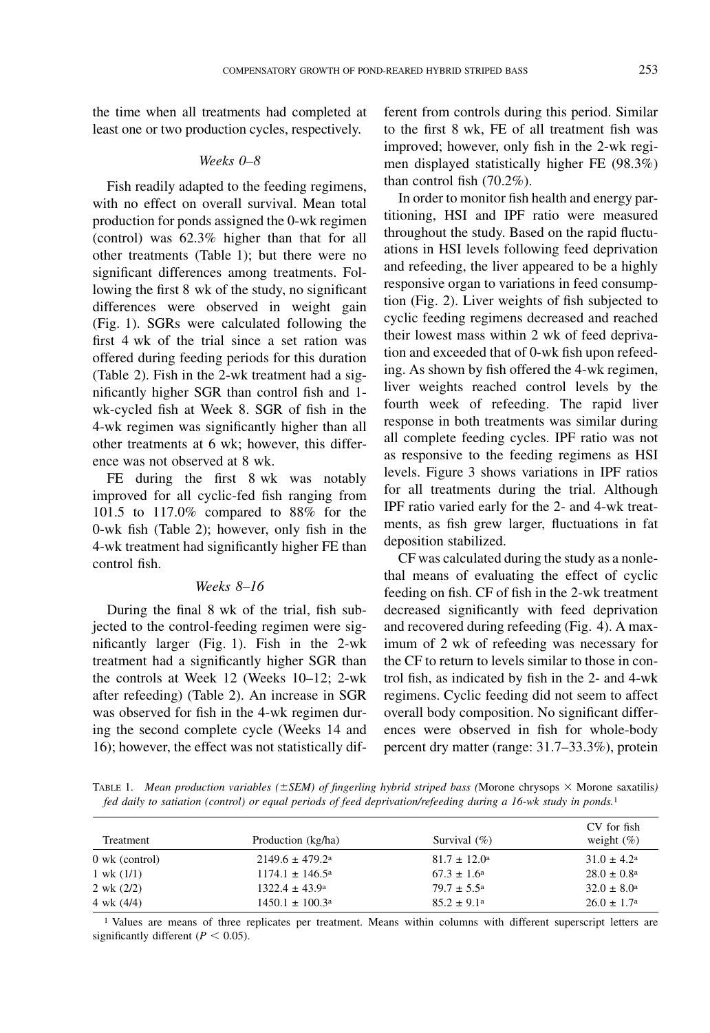the time when all treatments had completed at least one or two production cycles, respectively.

### *Weeks 0–8*

Fish readily adapted to the feeding regimens, with no effect on overall survival. Mean total production for ponds assigned the 0-wk regimen (control) was 62.3% higher than that for all other treatments (Table 1); but there were no significant differences among treatments. Following the first 8 wk of the study, no significant differences were observed in weight gain (Fig. 1). SGRs were calculated following the first 4 wk of the trial since a set ration was offered during feeding periods for this duration (Table 2). Fish in the 2-wk treatment had a significantly higher SGR than control fish and 1-wk-cycled fish at Week 8. SGR of fish in the 4-wk regimen was significantly higher than all other treatments at 6 wk; however, this difference was not observed at 8 wk.

FE during the first 8 wk was notably improved for all cyclic-fed fish ranging from 101.5 to 117.0% compared to 88% for the 0-wk fish (Table 2); however, only fish in the 4-wk treatment had significantly higher FE than control fish.

### *Weeks 8–16*

During the final 8 wk of the trial, fish subjected to the control-feeding regimen were significantly larger (Fig. 1). Fish in the 2-wk treatment had a significantly higher SGR than the controls at Week 12 (Weeks 10–12; 2-wk after refeeding) (Table 2). An increase in SGR was observed for fish in the 4-wk regimen during the second complete cycle (Weeks 14 and 16); however, the effect was not statistically different from controls during this period. Similar to the first 8 wk, FE of all treatment fish was improved; however, only fish in the 2-wk regimen displayed statistically higher FE (98.3%) than control fish (70.2%).

In order to monitor fish health and energy partitioning, HSI and IPF ratio were measured throughout the study. Based on the rapid fluctuations in HSI levels following feed deprivation and refeeding, the liver appeared to be a highly responsive organ to variations in feed consumption (Fig. 2). Liver weights of fish subjected to cyclic feeding regimens decreased and reached their lowest mass within 2 wk of feed deprivation and exceeded that of 0-wk fish upon refeeding. As shown by fish offered the 4-wk regimen, liver weights reached control levels by the fourth week of refeeding. The rapid liver response in both treatments was similar during all complete feeding cycles. IPF ratio was not as responsive to the feeding regimens as HSI levels. Figure 3 shows variations in IPF ratios for all treatments during the trial. Although IPF ratio varied early for the 2- and 4-wk treatments, as fish grew larger, fluctuations in fat deposition stabilized.

CF was calculated during the study as a nonlethal means of evaluating the effect of cyclic feeding on fish. CF of fish in the 2-wk treatment decreased significantly with feed deprivation and recovered during refeeding (Fig. 4). A maximum of 2 wk of refeeding was necessary for the CF to return to levels similar to those in control fish, as indicated by fish in the 2- and 4-wk regimens. Cyclic feeding did not seem to affect overall body composition. No significant differences were observed in fish for whole-body percent dry matter (range: 31.7–33.3%), protein

TABLE 1. *Mean production variables (±SEM) of fingerling hybrid striped bass (*Morone chrysops × Morone saxatilis*) fed daily to satiation (control) or equal periods of feed deprivation/refeeding during a 16-wk study in ponds.*[1]

| Treatment | Production (kg/ha) | Survival (%) | CV for fish weight (%) |
|---|---|---|---|
| 0 wk (control) | 2149.6 ± 479.2[a] | 81.7 ± 12.0[a] | 31.0 ± 4.2[a] |
| 1 wk (1/1) | 1174.1 ± 146.5[a] | 67.3 ± 1.6[a] | 28.0 ± 0.8[a] |
| 2 wk (2/2) | 1322.4 ± 43.9[a] | 79.7 ± 5.5[a] | 32.0 ± 8.0[a] |
| 4 wk (4/4) | 1450.1 ± 100.3[a] | 85.2 ± 9.1[a] | 26.0 ± 1.7[a] |

[1] Values are means of three replicates per treatment. Means within columns with different superscript letters are significantly different ($P < 0.05$).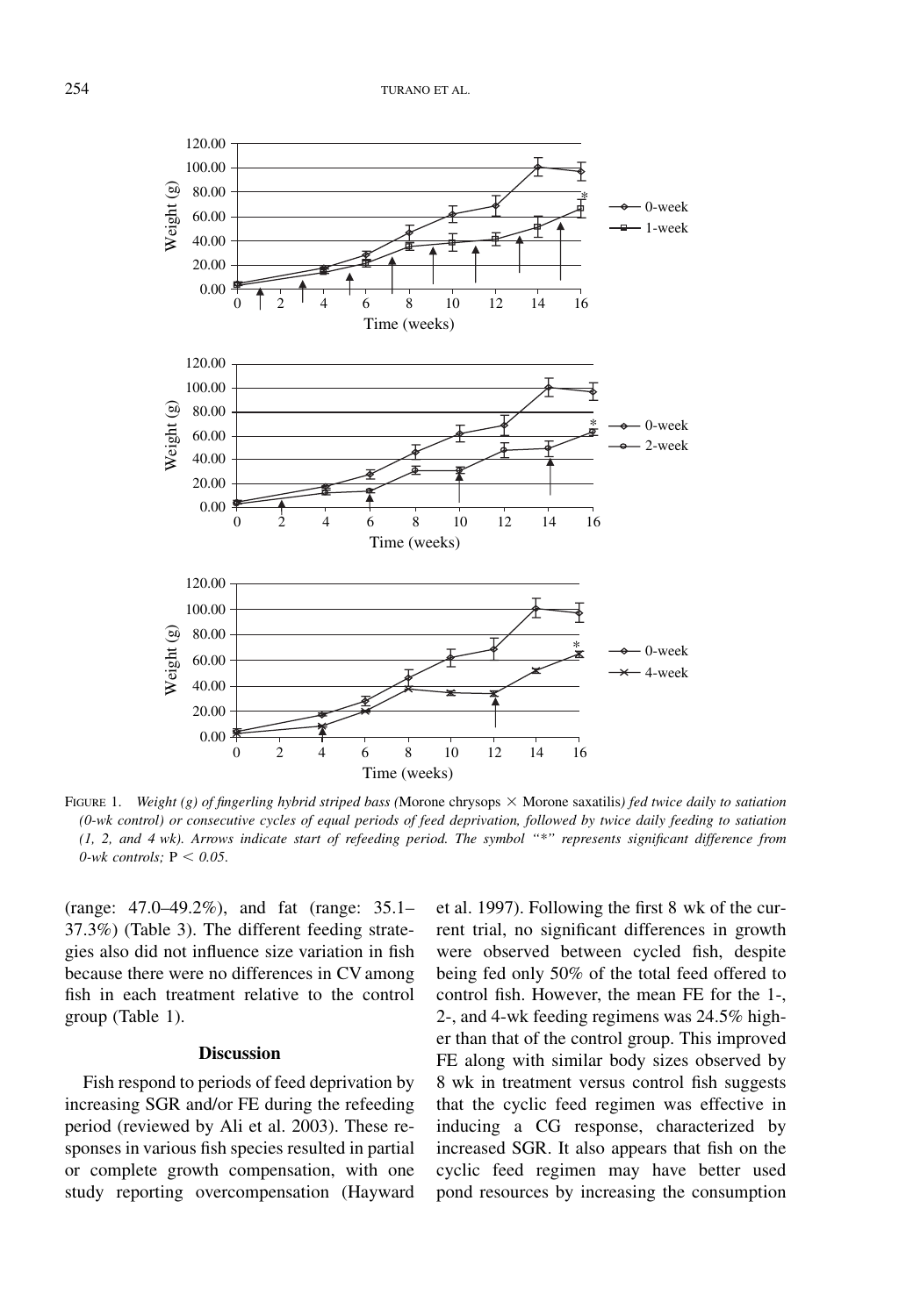FIGURE 1. *Weight (g) of fingerling hybrid striped bass (*Morone chrysops × Morone saxatilis*) fed twice daily to satiation (0-wk control) or consecutive cycles of equal periods of feed deprivation, followed by twice daily feeding to satiation (1, 2, and 4 wk). Arrows indicate start of refeeding period. The symbol "*" represents significant difference from 0-wk controls;* $P < 0.05$.

(range: 47.0–49.2%), and fat (range: 35.1–37.3%) (Table 3). The different feeding strategies also did not influence size variation in fish because there were no differences in CV among fish in each treatment relative to the control group (Table 1).

## Discussion

Fish respond to periods of feed deprivation by increasing SGR and/or FE during the refeeding period (reviewed by Ali et al. 2003). These responses in various fish species resulted in partial or complete growth compensation, with one study reporting overcompensation (Hayward et al. 1997). Following the first 8 wk of the current trial, no significant differences in growth were observed between cycled fish, despite being fed only 50% of the total feed offered to control fish. However, the mean FE for the 1-, 2-, and 4-wk feeding regimens was 24.5% higher than that of the control group. This improved FE along with similar body sizes observed by 8 wk in treatment versus control fish suggests that the cyclic feed regimen was effective in inducing a CG response, characterized by increased SGR. It also appears that fish on the cyclic feed regimen may have better used pond resources by increasing the consumption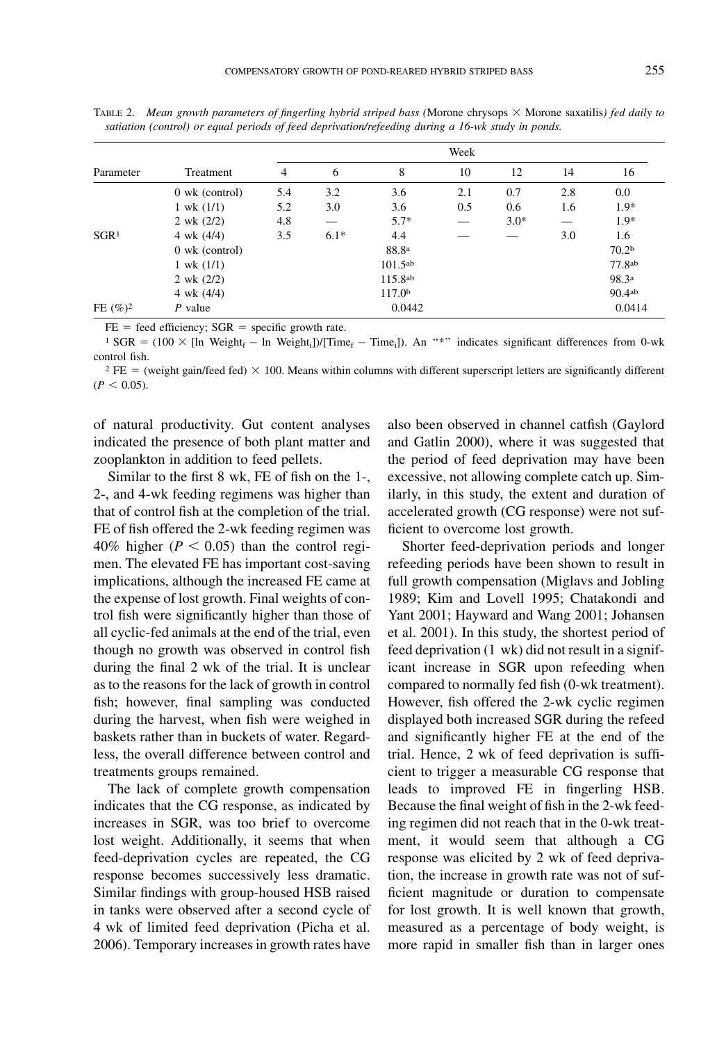TABLE 2. *Mean growth parameters of fingerling hybrid striped bass (*Morone chrysops × Morone saxatilis*) fed daily to satiation (control) or equal periods of feed deprivation/refeeding during a 16-wk study in ponds.*

| Parameter | Treatment | Week | | | | | | |
|---|---|---|---|---|---|---|---|---|
| | | 4 | 6 | 8 | 10 | 12 | 14 | 16 |
| SGR[1] | 0 wk (control) | 5.4 | 3.2 | 3.6 | 2.1 | 0.7 | 2.8 | 0.0 |
| | 1 wk (1/1) | 5.2 | 3.0 | 3.6 | 0.5 | 0.6 | 1.6 | 1.9* |
| | 2 wk (2/2) | 4.8 | — | 5.7* | — | 3.0* | — | 1.9* |
| | 4 wk (4/4) | 3.5 | 6.1* | 4.4 | — | — | 3.0 | 1.6 |
| FE (%)[2] | 0 wk (control) | | | 88.8[a] | | | | 70.2[b] |
| | 1 wk (1/1) | | | 101.5[ab] | | | | 77.8[ab] |
| | 2 wk (2/2) | | | 115.8[ab] | | | | 98.3[a] |
| | 4 wk (4/4) | | | 117.0[b] | | | | 90.4[ab] |
| | $P$ value | | | 0.0442 | | | | 0.0414 |

FE = feed efficiency; SGR = specific growth rate.

[1] SGR = $(100 \times [\ln \text{Weight}_f - \ln \text{Weight}_i])/[\text{Time}_f - \text{Time}_i]$). An "*" indicates significant differences from 0-wk control fish.

[2] FE = (weight gain/feed fed) × 100. Means within columns with different superscript letters are significantly different ($P < 0.05$).

of natural productivity. Gut content analyses indicated the presence of both plant matter and zooplankton in addition to feed pellets.

Similar to the first 8 wk, FE of fish on the 1-, 2-, and 4-wk feeding regimens was higher than that of control fish at the completion of the trial. FE of fish offered the 2-wk feeding regimen was 40% higher ($P < 0.05$) than the control regimen. The elevated FE has important cost-saving implications, although the increased FE came at the expense of lost growth. Final weights of control fish were significantly higher than those of all cyclic-fed animals at the end of the trial, even though no growth was observed in control fish during the final 2 wk of the trial. It is unclear as to the reasons for the lack of growth in control fish; however, final sampling was conducted during the harvest, when fish were weighed in baskets rather than in buckets of water. Regardless, the overall difference between control and treatments groups remained.

The lack of complete growth compensation indicates that the CG response, as indicated by increases in SGR, was too brief to overcome lost weight. Additionally, it seems that when feed-deprivation cycles are repeated, the CG response becomes successively less dramatic. Similar findings with group-housed HSB raised in tanks were observed after a second cycle of 4 wk of limited feed deprivation (Picha et al. 2006). Temporary increases in growth rates have also been observed in channel catfish (Gaylord and Gatlin 2000), where it was suggested that the period of feed deprivation may have been excessive, not allowing complete catch up. Similarly, in this study, the extent and duration of accelerated growth (CG response) were not sufficient to overcome lost growth.

Shorter feed-deprivation periods and longer refeeding periods have been shown to result in full growth compensation (Miglavs and Jobling 1989; Kim and Lovell 1995; Chatakondi and Yant 2001; Hayward and Wang 2001; Johansen et al. 2001). In this study, the shortest period of feed deprivation (1 wk) did not result in a significant increase in SGR upon refeeding when compared to normally fed fish (0-wk treatment). However, fish offered the 2-wk cyclic regimen displayed both increased SGR during the refeed and significantly higher FE at the end of the trial. Hence, 2 wk of feed deprivation is sufficient to trigger a measurable CG response that leads to improved FE in fingerling HSB. Because the final weight of fish in the 2-wk feeding regimen did not reach that in the 0-wk treatment, it would seem that although a CG response was elicited by 2 wk of feed deprivation, the increase in growth rate was not of sufficient magnitude or duration to compensate for lost growth. It is well known that growth, measured as a percentage of body weight, is more rapid in smaller fish than in larger ones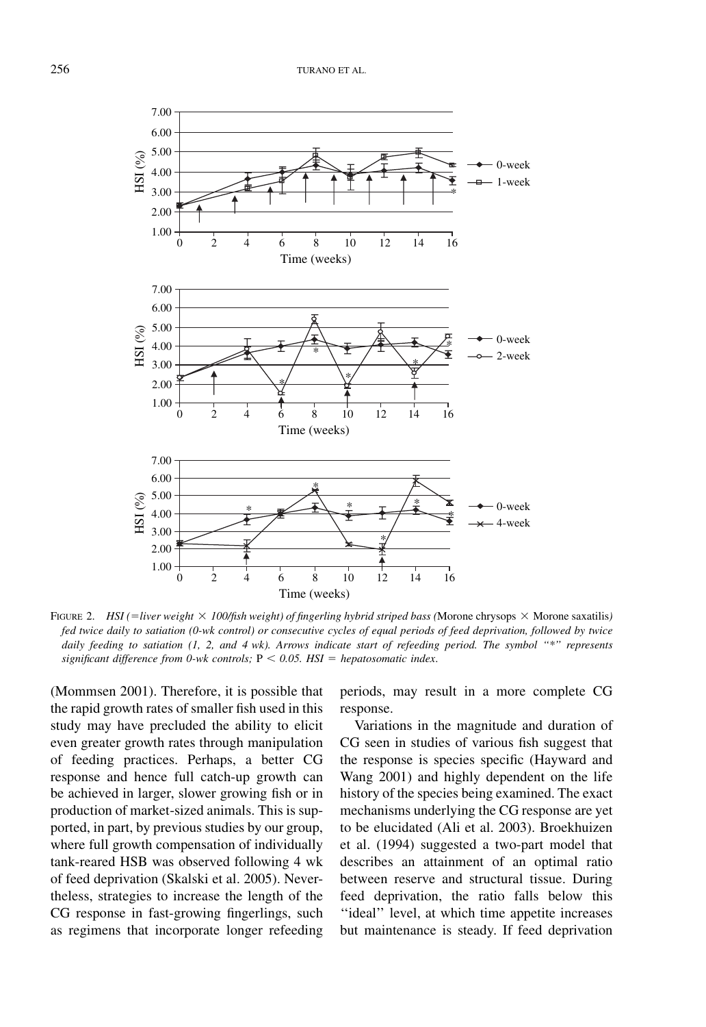FIGURE 2. *HSI (=liver weight × 100/fish weight) of fingerling hybrid striped bass (*Morone chrysops × Morone saxatilis*) fed twice daily to satiation (0-wk control) or consecutive cycles of equal periods of feed deprivation, followed by twice daily feeding to satiation (1, 2, and 4 wk). Arrows indicate start of refeeding period. The symbol "*" represents significant difference from 0-wk controls;* $P < 0.05$*. HSI = hepatosomatic index.*

(Mommsen 2001). Therefore, it is possible that the rapid growth rates of smaller fish used in this study may have precluded the ability to elicit even greater growth rates through manipulation of feeding practices. Perhaps, a better CG response and hence full catch-up growth can be achieved in larger, slower growing fish or in production of market-sized animals. This is supported, in part, by previous studies by our group, where full growth compensation of individually tank-reared HSB was observed following 4 wk of feed deprivation (Skalski et al. 2005). Nevertheless, strategies to increase the length of the CG response in fast-growing fingerlings, such as regimens that incorporate longer refeeding periods, may result in a more complete CG response.

Variations in the magnitude and duration of CG seen in studies of various fish suggest that the response is species specific (Hayward and Wang 2001) and highly dependent on the life history of the species being examined. The exact mechanisms underlying the CG response are yet to be elucidated (Ali et al. 2003). Broekhuizen et al. (1994) suggested a two-part model that describes an attainment of an optimal ratio between reserve and structural tissue. During feed deprivation, the ratio falls below this ''ideal'' level, at which time appetite increases but maintenance is steady. If feed deprivation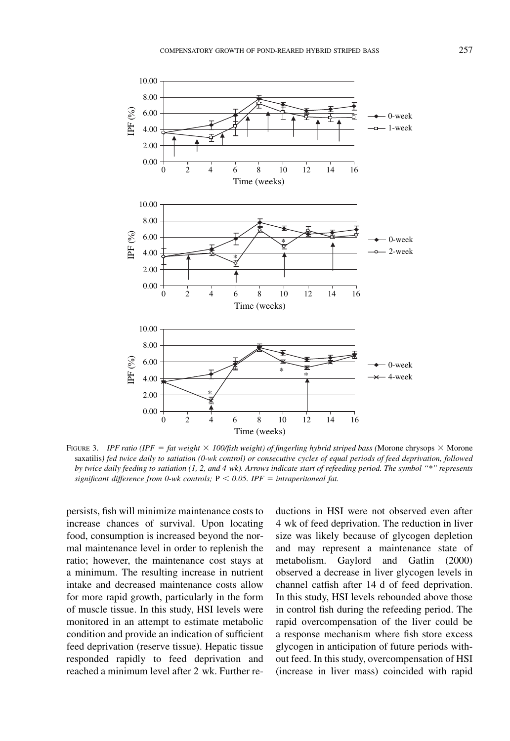FIGURE 3. *IPF ratio (IPF = fat weight × 100/fish weight) of fingerling hybrid striped bass (*Morone chrysops × Morone saxatilis*) fed twice daily to satiation (0-wk control) or consecutive cycles of equal periods of feed deprivation, followed by twice daily feeding to satiation (1, 2, and 4 wk). Arrows indicate start of refeeding period. The symbol "*" represents significant difference from 0-wk controls;* $P < 0.05$*. IPF = intraperitoneal fat.*

persists, fish will minimize maintenance costs to increase chances of survival. Upon locating food, consumption is increased beyond the normal maintenance level in order to replenish the ratio; however, the maintenance cost stays at a minimum. The resulting increase in nutrient intake and decreased maintenance costs allow for more rapid growth, particularly in the form of muscle tissue. In this study, HSI levels were monitored in an attempt to estimate metabolic condition and provide an indication of sufficient feed deprivation (reserve tissue). Hepatic tissue responded rapidly to feed deprivation and reached a minimum level after 2 wk. Further reductions in HSI were not observed even after 4 wk of feed deprivation. The reduction in liver size was likely because of glycogen depletion and may represent a maintenance state of metabolism. Gaylord and Gatlin (2000) observed a decrease in liver glycogen levels in channel catfish after 14 d of feed deprivation. In this study, HSI levels rebounded above those in control fish during the refeeding period. The rapid overcompensation of the liver could be a response mechanism where fish store excess glycogen in anticipation of future periods without feed. In this study, overcompensation of HSI (increase in liver mass) coincided with rapid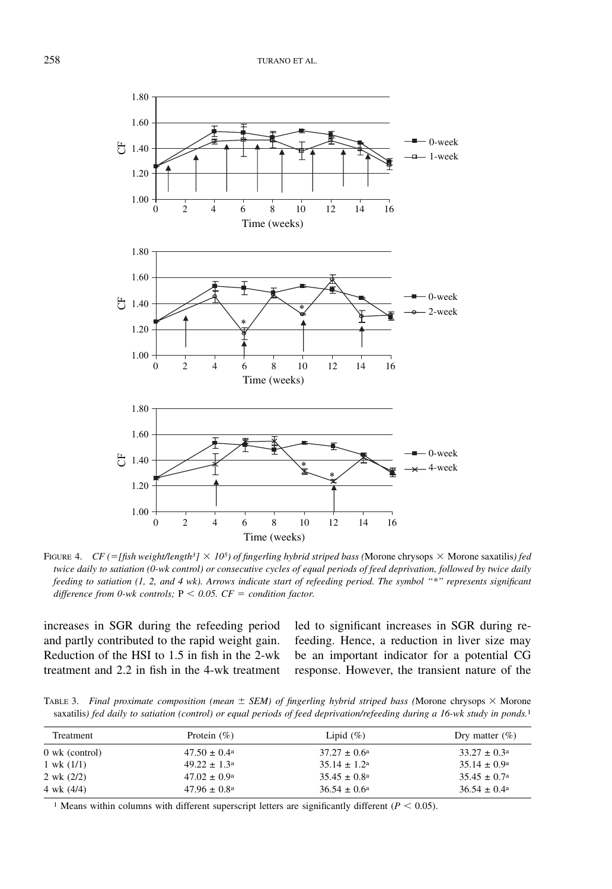FIGURE 4. *CF (=[fish weight/length³] × 10⁵) of fingerling hybrid striped bass (*Morone chrysops × Morone saxatilis*) fed twice daily to satiation (0-wk control) or consecutive cycles of equal periods of feed deprivation, followed by twice daily feeding to satiation (1, 2, and 4 wk). Arrows indicate start of refeeding period. The symbol "*" represents significant difference from 0-wk controls;* $P < 0.05$. *CF = condition factor.*

increases in SGR during the refeeding period and partly contributed to the rapid weight gain. Reduction of the HSI to 1.5 in fish in the 2-wk treatment and 2.2 in fish in the 4-wk treatment led to significant increases in SGR during refeeding. Hence, a reduction in liver size may be an important indicator for a potential CG response. However, the transient nature of the

TABLE 3. *Final proximate composition (mean ± SEM) of fingerling hybrid striped bass (*Morone chrysops × Morone saxatilis*) fed daily to satiation (control) or equal periods of feed deprivation/refeeding during a 16-wk study in ponds.*[1]

| Treatment | Protein (%) | Lipid (%) | Dry matter (%) |
|---|---|---|---|
| 0 wk (control) | 47.50 ± 0.4[a] | 37.27 ± 0.6[a] | 33.27 ± 0.3[a] |
| 1 wk (1/1) | 49.22 ± 1.3[a] | 35.14 ± 1.2[a] | 35.14 ± 0.9[a] |
| 2 wk (2/2) | 47.02 ± 0.9[a] | 35.45 ± 0.8[a] | 35.45 ± 0.7[a] |
| 4 wk (4/4) | 47.96 ± 0.8[a] | 36.54 ± 0.6[a] | 36.54 ± 0.4[a] |

[1] Means within columns with different superscript letters are significantly different ($P < 0.05$).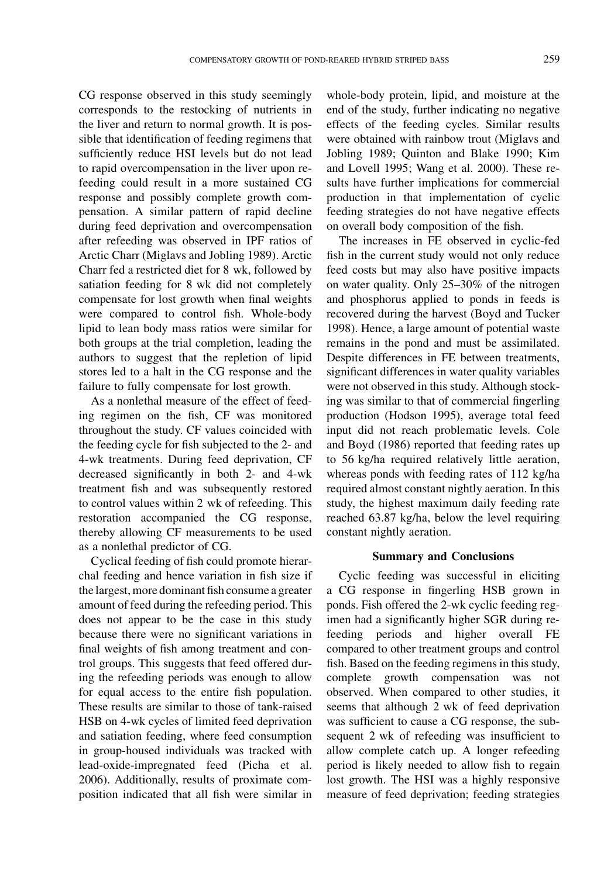CG response observed in this study seemingly corresponds to the restocking of nutrients in the liver and return to normal growth. It is possible that identification of feeding regimens that sufficiently reduce HSI levels but do not lead to rapid overcompensation in the liver upon refeeding could result in a more sustained CG response and possibly complete growth compensation. A similar pattern of rapid decline during feed deprivation and overcompensation after refeeding was observed in IPF ratios of Arctic Charr (Miglavs and Jobling 1989). Arctic Charr fed a restricted diet for 8 wk, followed by satiation feeding for 8 wk did not completely compensate for lost growth when final weights were compared to control fish. Whole-body lipid to lean body mass ratios were similar for both groups at the trial completion, leading the authors to suggest that the repletion of lipid stores led to a halt in the CG response and the failure to fully compensate for lost growth.

As a nonlethal measure of the effect of feeding regimen on the fish, CF was monitored throughout the study. CF values coincided with the feeding cycle for fish subjected to the 2- and 4-wk treatments. During feed deprivation, CF decreased significantly in both 2- and 4-wk treatment fish and was subsequently restored to control values within 2 wk of refeeding. This restoration accompanied the CG response, thereby allowing CF measurements to be used as a nonlethal predictor of CG.

Cyclical feeding of fish could promote hierarchal feeding and hence variation in fish size if the largest, more dominant fish consume a greater amount of feed during the refeeding period. This does not appear to be the case in this study because there were no significant variations in final weights of fish among treatment and control groups. This suggests that feed offered during the refeeding periods was enough to allow for equal access to the entire fish population. These results are similar to those of tank-raised HSB on 4-wk cycles of limited feed deprivation and satiation feeding, where feed consumption in group-housed individuals was tracked with lead-oxide-impregnated feed (Picha et al. 2006). Additionally, results of proximate composition indicated that all fish were similar in whole-body protein, lipid, and moisture at the end of the study, further indicating no negative effects of the feeding cycles. Similar results were obtained with rainbow trout (Miglavs and Jobling 1989; Quinton and Blake 1990; Kim and Lovell 1995; Wang et al. 2000). These results have further implications for commercial production in that implementation of cyclic feeding strategies do not have negative effects on overall body composition of the fish.

The increases in FE observed in cyclic-fed fish in the current study would not only reduce feed costs but may also have positive impacts on water quality. Only 25–30% of the nitrogen and phosphorus applied to ponds in feeds is recovered during the harvest (Boyd and Tucker 1998). Hence, a large amount of potential waste remains in the pond and must be assimilated. Despite differences in FE between treatments, significant differences in water quality variables were not observed in this study. Although stocking was similar to that of commercial fingerling production (Hodson 1995), average total feed input did not reach problematic levels. Cole and Boyd (1986) reported that feeding rates up to 56 kg/ha required relatively little aeration, whereas ponds with feeding rates of 112 kg/ha required almost constant nightly aeration. In this study, the highest maximum daily feeding rate reached 63.87 kg/ha, below the level requiring constant nightly aeration.

## Summary and Conclusions

Cyclic feeding was successful in eliciting a CG response in fingerling HSB grown in ponds. Fish offered the 2-wk cyclic feeding regimen had a significantly higher SGR during refeeding periods and higher overall FE compared to other treatment groups and control fish. Based on the feeding regimens in this study, complete growth compensation was not observed. When compared to other studies, it seems that although 2 wk of feed deprivation was sufficient to cause a CG response, the subsequent 2 wk of refeeding was insufficient to allow complete catch up. A longer refeeding period is likely needed to allow fish to regain lost growth. The HSI was a highly responsive measure of feed deprivation; feeding strategies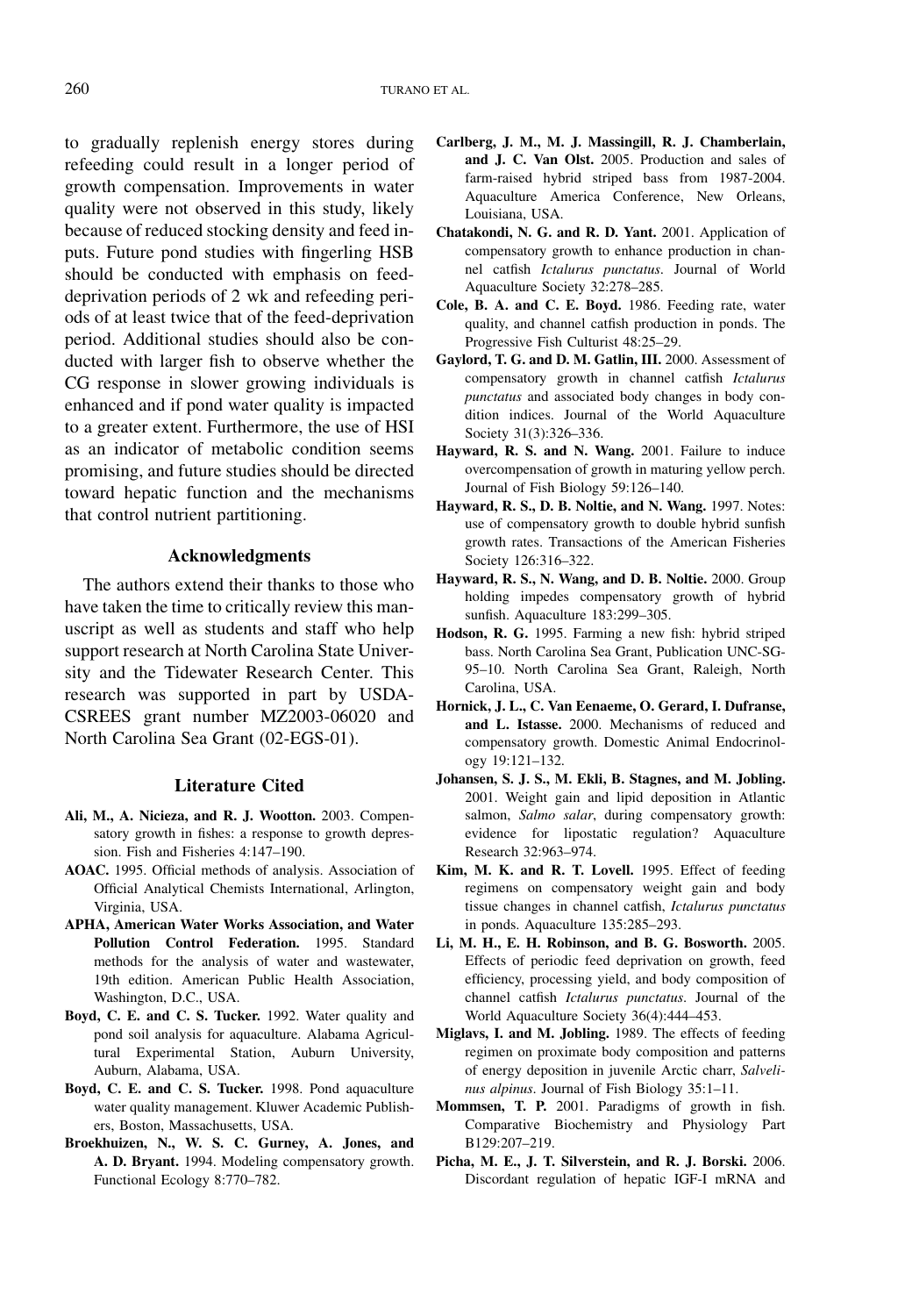to gradually replenish energy stores during refeeding could result in a longer period of growth compensation. Improvements in water quality were not observed in this study, likely because of reduced stocking density and feed inputs. Future pond studies with fingerling HSB should be conducted with emphasis on feed-deprivation periods of 2 wk and refeeding periods of at least twice that of the feed-deprivation period. Additional studies should also be conducted with larger fish to observe whether the CG response in slower growing individuals is enhanced and if pond water quality is impacted to a greater extent. Furthermore, the use of HSI as an indicator of metabolic condition seems promising, and future studies should be directed toward hepatic function and the mechanisms that control nutrient partitioning.

## Acknowledgments

The authors extend their thanks to those who have taken the time to critically review this manuscript as well as students and staff who help support research at North Carolina State University and the Tidewater Research Center. This research was supported in part by USDA-CSREES grant number MZ2003-06020 and North Carolina Sea Grant (02-EGS-01).

## Literature Cited

**Ali, M., A. Nicieza, and R. J. Wootton.** 2003. Compensatory growth in fishes: a response to growth depression. Fish and Fisheries 4:147–190.

**AOAC.** 1995. Official methods of analysis. Association of Official Analytical Chemists International, Arlington, Virginia, USA.

**APHA, American Water Works Association, and Water Pollution Control Federation.** 1995. Standard methods for the analysis of water and wastewater, 19th edition. American Public Health Association, Washington, D.C., USA.

**Boyd, C. E. and C. S. Tucker.** 1992. Water quality and pond soil analysis for aquaculture. Alabama Agricultural Experimental Station, Auburn University, Auburn, Alabama, USA.

**Boyd, C. E. and C. S. Tucker.** 1998. Pond aquaculture water quality management. Kluwer Academic Publishers, Boston, Massachusetts, USA.

**Broekhuizen, N., W. S. C. Gurney, A. Jones, and A. D. Bryant.** 1994. Modeling compensatory growth. Functional Ecology 8:770–782.

**Carlberg, J. M., M. J. Massingill, R. J. Chamberlain, and J. C. Van Olst.** 2005. Production and sales of farm-raised hybrid striped bass from 1987-2004. Aquaculture America Conference, New Orleans, Louisiana, USA.

**Chatakondi, N. G. and R. D. Yant.** 2001. Application of compensatory growth to enhance production in channel catfish *Ictalurus punctatus*. Journal of World Aquaculture Society 32:278–285.

**Cole, B. A. and C. E. Boyd.** 1986. Feeding rate, water quality, and channel catfish production in ponds. The Progressive Fish Culturist 48:25–29.

**Gaylord, T. G. and D. M. Gatlin, III.** 2000. Assessment of compensatory growth in channel catfish *Ictalurus punctatus* and associated body changes in body condition indices. Journal of the World Aquaculture Society 31(3):326–336.

**Hayward, R. S. and N. Wang.** 2001. Failure to induce overcompensation of growth in maturing yellow perch. Journal of Fish Biology 59:126–140.

**Hayward, R. S., D. B. Noltie, and N. Wang.** 1997. Notes: use of compensatory growth to double hybrid sunfish growth rates. Transactions of the American Fisheries Society 126:316–322.

**Hayward, R. S., N. Wang, and D. B. Noltie.** 2000. Group holding impedes compensatory growth of hybrid sunfish. Aquaculture 183:299–305.

**Hodson, R. G.** 1995. Farming a new fish: hybrid striped bass. North Carolina Sea Grant, Publication UNC-SG-95–10. North Carolina Sea Grant, Raleigh, North Carolina, USA.

**Hornick, J. L., C. Van Eenaeme, O. Gerard, I. Dufranse, and L. Istasse.** 2000. Mechanisms of reduced and compensatory growth. Domestic Animal Endocrinology 19:121–132.

**Johansen, S. J. S., M. Ekli, B. Stagnes, and M. Jobling.** 2001. Weight gain and lipid deposition in Atlantic salmon, *Salmo salar*, during compensatory growth: evidence for lipostatic regulation? Aquaculture Research 32:963–974.

**Kim, M. K. and R. T. Lovell.** 1995. Effect of feeding regimens on compensatory weight gain and body tissue changes in channel catfish, *Ictalurus punctatus* in ponds. Aquaculture 135:285–293.

**Li, M. H., E. H. Robinson, and B. G. Bosworth.** 2005. Effects of periodic feed deprivation on growth, feed efficiency, processing yield, and body composition of channel catfish *Ictalurus punctatus*. Journal of the World Aquaculture Society 36(4):444–453.

**Miglavs, I. and M. Jobling.** 1989. The effects of feeding regimen on proximate body composition and patterns of energy deposition in juvenile Arctic charr, *Salvelinus alpinus*. Journal of Fish Biology 35:1–11.

**Mommsen, T. P.** 2001. Paradigms of growth in fish. Comparative Biochemistry and Physiology Part B129:207–219.

**Picha, M. E., J. T. Silverstein, and R. J. Borski.** 2006. Discordant regulation of hepatic IGF-I mRNA and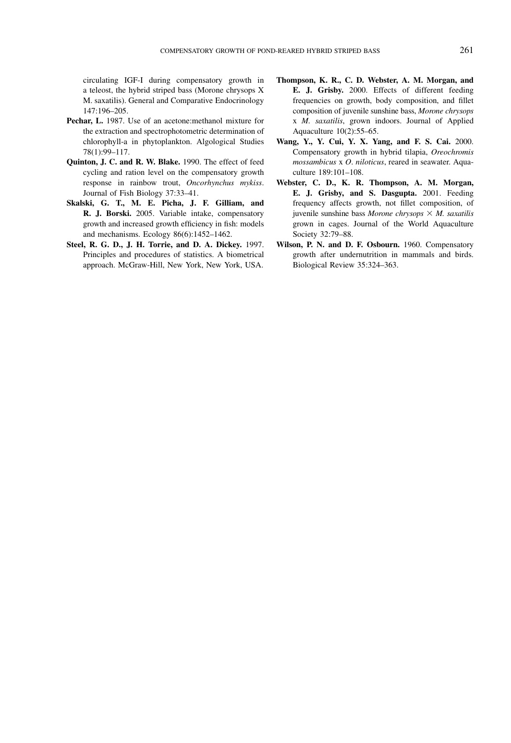circulating IGF-I during compensatory growth in a teleost, the hybrid striped bass (Morone chrysops X M. saxatilis). General and Comparative Endocrinology 147:196–205.

**Pechar, L.** 1987. Use of an acetone:methanol mixture for the extraction and spectrophotometric determination of chlorophyll-a in phytoplankton. Algological Studies 78(1):99–117.

**Quinton, J. C. and R. W. Blake.** 1990. The effect of feed cycling and ration level on the compensatory growth response in rainbow trout, *Oncorhynchus mykiss*. Journal of Fish Biology 37:33–41.

**Skalski, G. T., M. E. Picha, J. F. Gilliam, and R. J. Borski.** 2005. Variable intake, compensatory growth and increased growth efficiency in fish: models and mechanisms. Ecology 86(6):1452–1462.

**Steel, R. G. D., J. H. Torrie, and D. A. Dickey.** 1997. Principles and procedures of statistics. A biometrical approach. McGraw-Hill, New York, New York, USA.

**Thompson, K. R., C. D. Webster, A. M. Morgan, and E. J. Grisby.** 2000. Effects of different feeding frequencies on growth, body composition, and fillet composition of juvenile sunshine bass, *Morone chrysops* x *M. saxatilis*, grown indoors. Journal of Applied Aquaculture 10(2):55–65.

**Wang, Y., Y. Cui, Y. X. Yang, and F. S. Cai.** 2000. Compensatory growth in hybrid tilapia, *Oreochromis mossambicus* x *O. niloticus*, reared in seawater. Aquaculture 189:101–108.

**Webster, C. D., K. R. Thompson, A. M. Morgan, E. J. Grisby, and S. Dasgupta.** 2001. Feeding frequency affects growth, not fillet composition, of juvenile sunshine bass *Morone chrysops* × *M. saxatilis* grown in cages. Journal of the World Aquaculture Society 32:79–88.

**Wilson, P. N. and D. F. Osbourn.** 1960. Compensatory growth after undernutrition in mammals and birds. Biological Review 35:324–363.